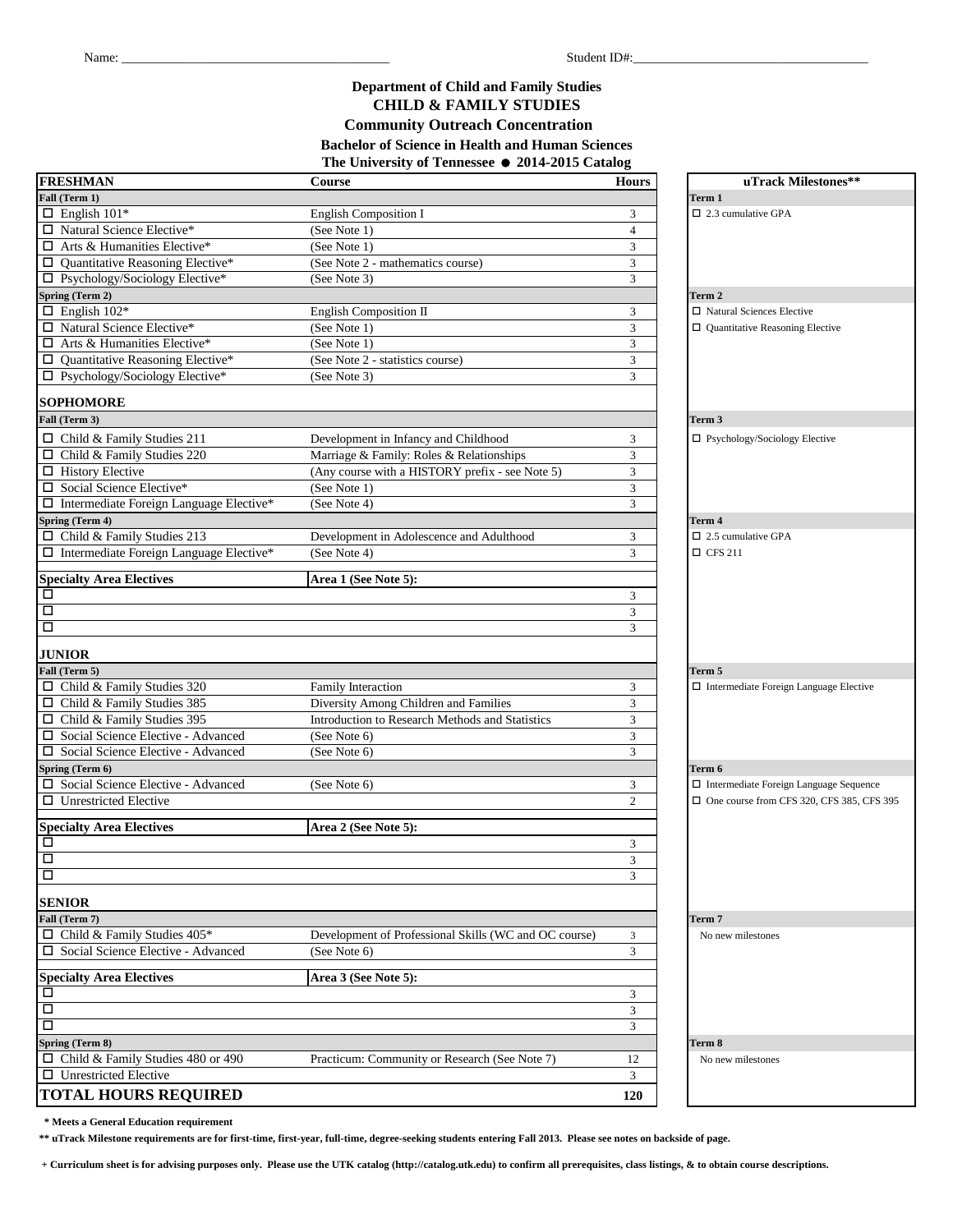Name: ________________________________________ Student ID#:___________________________________

**Department of Child and Family Studies**

# CHILD & FAMILY STUDIES

## Community Outreach Concentration

**Bachelor of Science in Health and Human Sciences**

**The University of Tennessee ● 2014-2015 Catalog**

| FRESHMAN | Course | Hours |
|---|---|---|
| **Fall (Term 1)** | | |
| ☐ English 101* | English Composition I | 3 |
| ☐ Natural Science Elective* | (See Note 1) | 4 |
| ☐ Arts & Humanities Elective* | (See Note 1) | 3 |
| ☐ Quantitative Reasoning Elective* | (See Note 2 - mathematics course) | 3 |
| ☐ Psychology/Sociology Elective* | (See Note 3) | 3 |
| **Spring (Term 2)** | | |
| ☐ English 102* | English Composition II | 3 |
| ☐ Natural Science Elective* | (See Note 1) | 3 |
| ☐ Arts & Humanities Elective* | (See Note 1) | 3 |
| ☐ Quantitative Reasoning Elective* | (See Note 2 - statistics course) | 3 |
| ☐ Psychology/Sociology Elective* | (See Note 3) | 3 |
| **SOPHOMORE** | | |
| **Fall (Term 3)** | | |
| ☐ Child & Family Studies 211 | Development in Infancy and Childhood | 3 |
| ☐ Child & Family Studies 220 | Marriage & Family: Roles & Relationships | 3 |
| ☐ History Elective | (Any course with a HISTORY prefix - see Note 5) | 3 |
| ☐ Social Science Elective* | (See Note 1) | 3 |
| ☐ Intermediate Foreign Language Elective* | (See Note 4) | 3 |
| **Spring (Term 4)** | | |
| ☐ Child & Family Studies 213 | Development in Adolescence and Adulthood | 3 |
| ☐ Intermediate Foreign Language Elective* | (See Note 4) | 3 |
| **Specialty Area Electives** | **Area 1 (See Note 5):** | |
| ☐ | | 3 |
| ☐ | | 3 |
| ☐ | | 3 |
| **JUNIOR** | | |
| **Fall (Term 5)** | | |
| ☐ Child & Family Studies 320 | Family Interaction | 3 |
| ☐ Child & Family Studies 385 | Diversity Among Children and Families | 3 |
| ☐ Child & Family Studies 395 | Introduction to Research Methods and Statistics | 3 |
| ☐ Social Science Elective - Advanced | (See Note 6) | 3 |
| ☐ Social Science Elective - Advanced | (See Note 6) | 3 |
| **Spring (Term 6)** | | |
| ☐ Social Science Elective - Advanced | (See Note 6) | 3 |
| ☐ Unrestricted Elective | | 2 |
| **Specialty Area Electives** | **Area 2 (See Note 5):** | |
| ☐ | | 3 |
| ☐ | | 3 |
| ☐ | | 3 |
| **SENIOR** | | |
| **Fall (Term 7)** | | |
| ☐ Child & Family Studies 405* | Development of Professional Skills (WC and OC course) | 3 |
| ☐ Social Science Elective - Advanced | (See Note 6) | 3 |
| **Specialty Area Electives** | **Area 3 (See Note 5):** | |
| ☐ | | 3 |
| ☐ | | 3 |
| ☐ | | 3 |
| **Spring (Term 8)** | | |
| ☐ Child & Family Studies 480 or 490 | Practicum: Community or Research (See Note 7) | 12 |
| ☐ Unrestricted Elective | | 3 |
| **TOTAL HOURS REQUIRED** | | **120** |

| uTrack Milestones** |
|---|
| **Term 1** |
| ☐ 2.3 cumulative GPA |
| **Term 2** |
| ☐ Natural Sciences Elective |
| ☐ Quantitative Reasoning Elective |
| **Term 3** |
| ☐ Psychology/Sociology Elective |
| **Term 4** |
| ☐ 2.5 cumulative GPA |
| ☐ CFS 211 |
| **Term 5** |
| ☐ Intermediate Foreign Language Elective |
| **Term 6** |
| ☐ Intermediate Foreign Language Sequence |
| ☐ One course from CFS 320, CFS 385, CFS 395 |
| **Term 7** |
| No new milestones |
| **Term 8** |
| No new milestones |

**\* Meets a General Education requirement**

**\*\* uTrack Milestone requirements are for first-time, first-year, full-time, degree-seeking students entering Fall 2013. Please see notes on backside of page.**

**+ Curriculum sheet is for advising purposes only. Please use the UTK catalog (http://catalog.utk.edu) to confirm all prerequisites, class listings, & to obtain course descriptions.**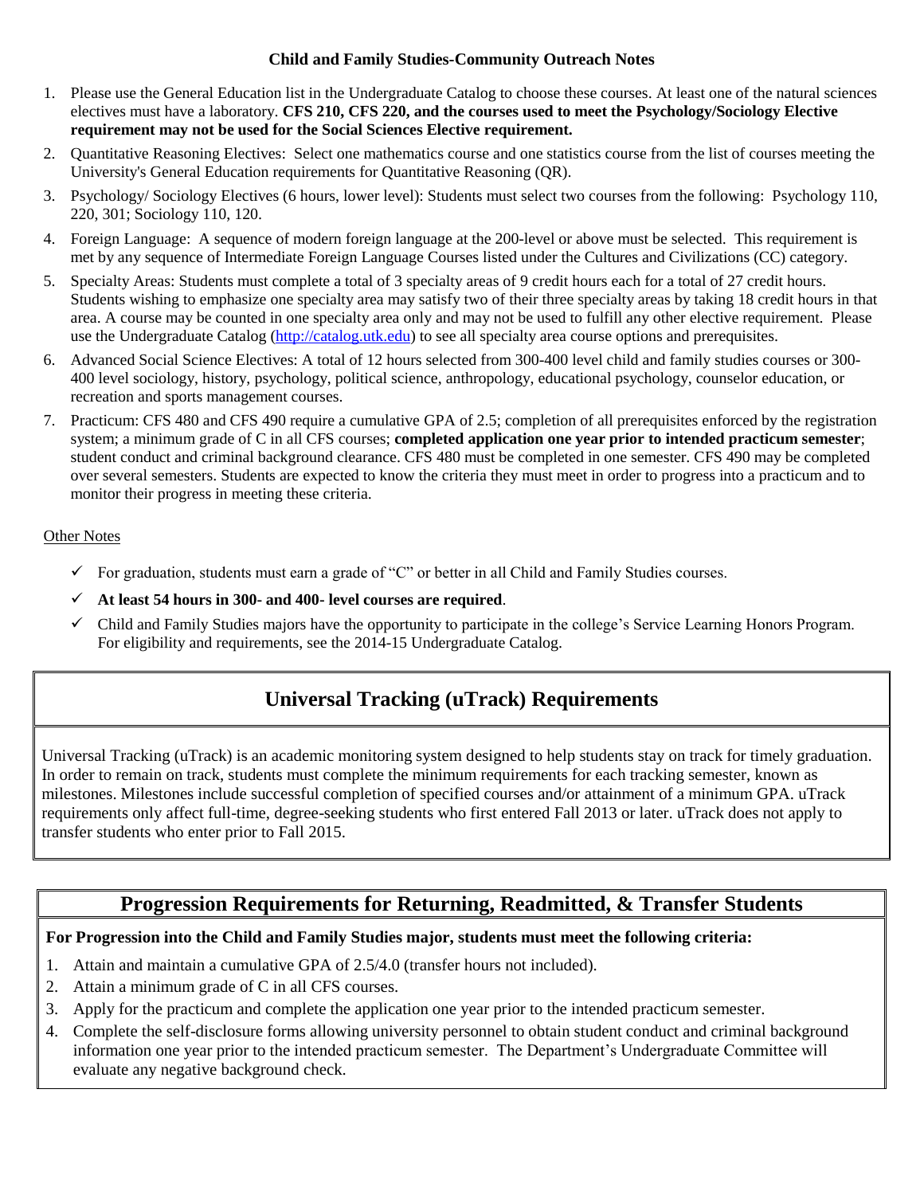## Child and Family Studies-Community Outreach Notes

1. Please use the General Education list in the Undergraduate Catalog to choose these courses. At least one of the natural sciences electives must have a laboratory. **CFS 210, CFS 220, and the courses used to meet the Psychology/Sociology Elective requirement may not be used for the Social Sciences Elective requirement.**
2. Quantitative Reasoning Electives: Select one mathematics course and one statistics course from the list of courses meeting the University's General Education requirements for Quantitative Reasoning (QR).
3. Psychology/ Sociology Electives (6 hours, lower level): Students must select two courses from the following: Psychology 110, 220, 301; Sociology 110, 120.
4. Foreign Language: A sequence of modern foreign language at the 200-level or above must be selected. This requirement is met by any sequence of Intermediate Foreign Language Courses listed under the Cultures and Civilizations (CC) category.
5. Specialty Areas: Students must complete a total of 3 specialty areas of 9 credit hours each for a total of 27 credit hours. Students wishing to emphasize one specialty area may satisfy two of their three specialty areas by taking 18 credit hours in that area. A course may be counted in one specialty area only and may not be used to fulfill any other elective requirement. Please use the Undergraduate Catalog (http://catalog.utk.edu) to see all specialty area course options and prerequisites.
6. Advanced Social Science Electives: A total of 12 hours selected from 300-400 level child and family studies courses or 300-400 level sociology, history, psychology, political science, anthropology, educational psychology, counselor education, or recreation and sports management courses.
7. Practicum: CFS 480 and CFS 490 require a cumulative GPA of 2.5; completion of all prerequisites enforced by the registration system; a minimum grade of C in all CFS courses; **completed application one year prior to intended practicum semester**; student conduct and criminal background clearance. CFS 480 must be completed in one semester. CFS 490 may be completed over several semesters. Students are expected to know the criteria they must meet in order to progress into a practicum and to monitor their progress in meeting these criteria.

Other Notes

- ✓ For graduation, students must earn a grade of "C" or better in all Child and Family Studies courses.
- ✓ **At least 54 hours in 300- and 400- level courses are required**.
- ✓ Child and Family Studies majors have the opportunity to participate in the college's Service Learning Honors Program. For eligibility and requirements, see the 2014-15 Undergraduate Catalog.

## Universal Tracking (uTrack) Requirements

Universal Tracking (uTrack) is an academic monitoring system designed to help students stay on track for timely graduation. In order to remain on track, students must complete the minimum requirements for each tracking semester, known as milestones. Milestones include successful completion of specified courses and/or attainment of a minimum GPA. uTrack requirements only affect full-time, degree-seeking students who first entered Fall 2013 or later. uTrack does not apply to transfer students who enter prior to Fall 2015.

## Progression Requirements for Returning, Readmitted, & Transfer Students

**For Progression into the Child and Family Studies major, students must meet the following criteria:**

1. Attain and maintain a cumulative GPA of 2.5/4.0 (transfer hours not included).
2. Attain a minimum grade of C in all CFS courses.
3. Apply for the practicum and complete the application one year prior to the intended practicum semester.
4. Complete the self-disclosure forms allowing university personnel to obtain student conduct and criminal background information one year prior to the intended practicum semester. The Department's Undergraduate Committee will evaluate any negative background check.